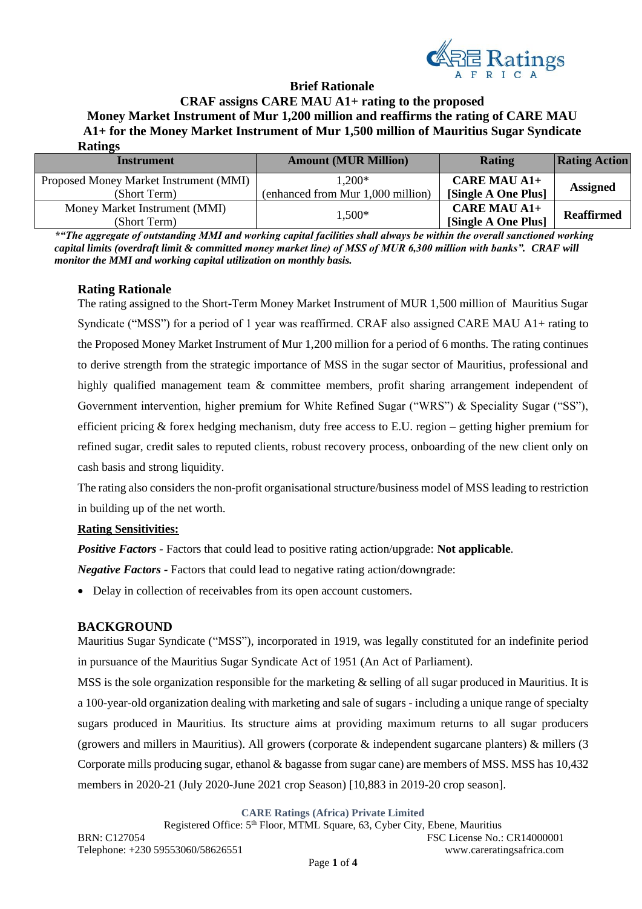**Brief Rationale**

**CRAF assigns CARE MAU A1+ rating to the proposed Money Market Instrument of Mur 1,200 million and reaffirms the rating of CARE MAU A1+ for the Money Market Instrument of Mur 1,500 million of Mauritius Sugar Syndicate**

**Ratings**

| Instrument | Amount (MUR Million) | Rating | Rating Action |
|---|---|---|---|
| Proposed Money Market Instrument (MMI) (Short Term) | 1,200* (enhanced from Mur 1,000 million) | **CARE MAU A1+ [Single A One Plus]** | **Assigned** |
| Money Market Instrument (MMI) (Short Term) | 1,500* | **CARE MAU A1+ [Single A One Plus]** | **Reaffirmed** |

***"The aggregate of outstanding MMI and working capital facilities shall always be within the overall sanctioned working capital limits (overdraft limit & committed money market line) of MSS of MUR 6,300 million with banks". CRAF will monitor the MMI and working capital utilization on monthly basis.***

## Rating Rationale

The rating assigned to the Short-Term Money Market Instrument of MUR 1,500 million of Mauritius Sugar Syndicate ("MSS") for a period of 1 year was reaffirmed. CRAF also assigned CARE MAU A1+ rating to the Proposed Money Market Instrument of Mur 1,200 million for a period of 6 months. The rating continues to derive strength from the strategic importance of MSS in the sugar sector of Mauritius, professional and highly qualified management team & committee members, profit sharing arrangement independent of Government intervention, higher premium for White Refined Sugar ("WRS") & Speciality Sugar ("SS"), efficient pricing & forex hedging mechanism, duty free access to E.U. region – getting higher premium for refined sugar, credit sales to reputed clients, robust recovery process, onboarding of the new client only on cash basis and strong liquidity.

The rating also considers the non-profit organisational structure/business model of MSS leading to restriction in building up of the net worth.

**Rating Sensitivities:**

***Positive Factors*** - Factors that could lead to positive rating action/upgrade: **Not applicable**.

***Negative Factors*** - Factors that could lead to negative rating action/downgrade:

- Delay in collection of receivables from its open account customers.

## BACKGROUND

Mauritius Sugar Syndicate ("MSS"), incorporated in 1919, was legally constituted for an indefinite period in pursuance of the Mauritius Sugar Syndicate Act of 1951 (An Act of Parliament).

MSS is the sole organization responsible for the marketing & selling of all sugar produced in Mauritius. It is a 100-year-old organization dealing with marketing and sale of sugars - including a unique range of specialty sugars produced in Mauritius. Its structure aims at providing maximum returns to all sugar producers (growers and millers in Mauritius). All growers (corporate & independent sugarcane planters) & millers (3 Corporate mills producing sugar, ethanol & bagasse from sugar cane) are members of MSS. MSS has 10,432 members in 2020-21 (July 2020-June 2021 crop Season) [10,883 in 2019-20 crop season].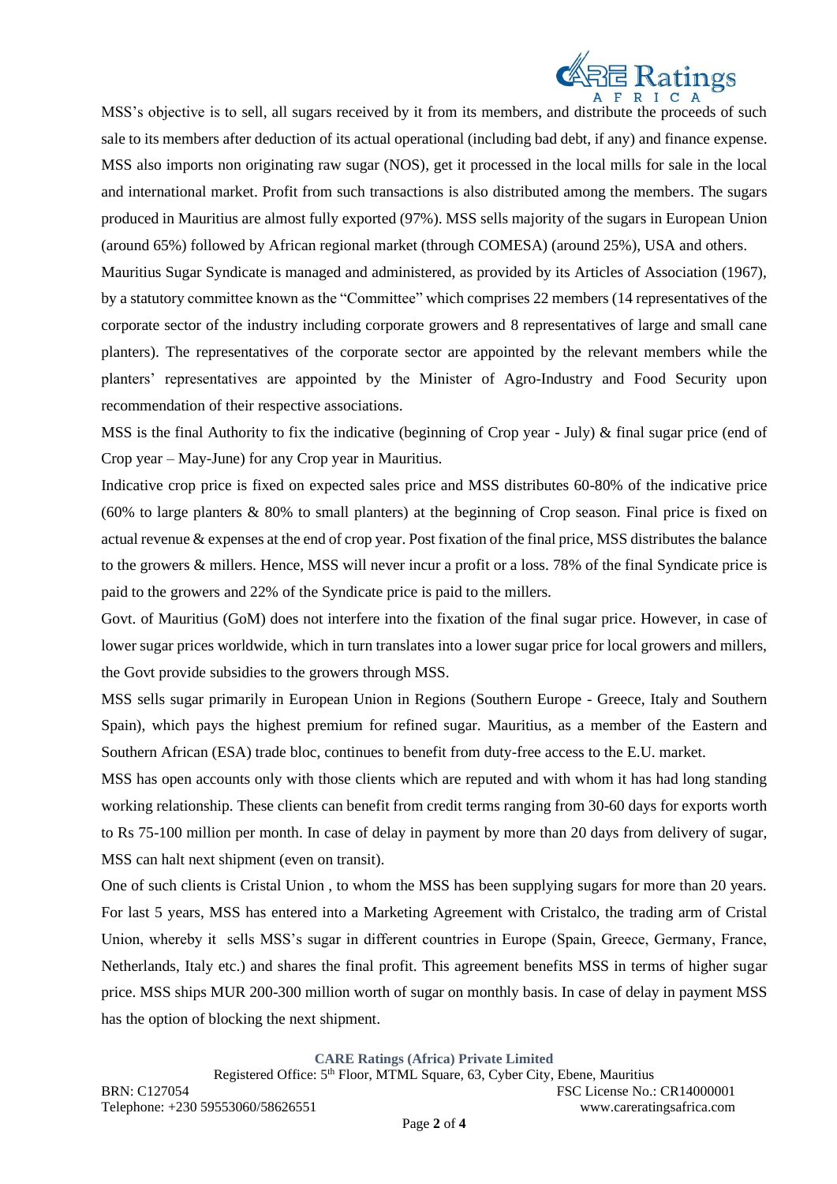MSS's objective is to sell, all sugars received by it from its members, and distribute the proceeds of such sale to its members after deduction of its actual operational (including bad debt, if any) and finance expense. MSS also imports non originating raw sugar (NOS), get it processed in the local mills for sale in the local and international market. Profit from such transactions is also distributed among the members. The sugars produced in Mauritius are almost fully exported (97%). MSS sells majority of the sugars in European Union (around 65%) followed by African regional market (through COMESA) (around 25%), USA and others.

Mauritius Sugar Syndicate is managed and administered, as provided by its Articles of Association (1967), by a statutory committee known as the "Committee" which comprises 22 members (14 representatives of the corporate sector of the industry including corporate growers and 8 representatives of large and small cane planters). The representatives of the corporate sector are appointed by the relevant members while the planters' representatives are appointed by the Minister of Agro-Industry and Food Security upon recommendation of their respective associations.

MSS is the final Authority to fix the indicative (beginning of Crop year - July) & final sugar price (end of Crop year – May-June) for any Crop year in Mauritius.

Indicative crop price is fixed on expected sales price and MSS distributes 60-80% of the indicative price (60% to large planters & 80% to small planters) at the beginning of Crop season. Final price is fixed on actual revenue & expenses at the end of crop year. Post fixation of the final price, MSS distributes the balance to the growers & millers. Hence, MSS will never incur a profit or a loss. 78% of the final Syndicate price is paid to the growers and 22% of the Syndicate price is paid to the millers.

Govt. of Mauritius (GoM) does not interfere into the fixation of the final sugar price. However, in case of lower sugar prices worldwide, which in turn translates into a lower sugar price for local growers and millers, the Govt provide subsidies to the growers through MSS.

MSS sells sugar primarily in European Union in Regions (Southern Europe - Greece, Italy and Southern Spain), which pays the highest premium for refined sugar. Mauritius, as a member of the Eastern and Southern African (ESA) trade bloc, continues to benefit from duty-free access to the E.U. market.

MSS has open accounts only with those clients which are reputed and with whom it has had long standing working relationship. These clients can benefit from credit terms ranging from 30-60 days for exports worth to Rs 75-100 million per month. In case of delay in payment by more than 20 days from delivery of sugar, MSS can halt next shipment (even on transit).

One of such clients is Cristal Union , to whom the MSS has been supplying sugars for more than 20 years. For last 5 years, MSS has entered into a Marketing Agreement with Cristalco, the trading arm of Cristal Union, whereby it sells MSS's sugar in different countries in Europe (Spain, Greece, Germany, France, Netherlands, Italy etc.) and shares the final profit. This agreement benefits MSS in terms of higher sugar price. MSS ships MUR 200-300 million worth of sugar on monthly basis. In case of delay in payment MSS has the option of blocking the next shipment.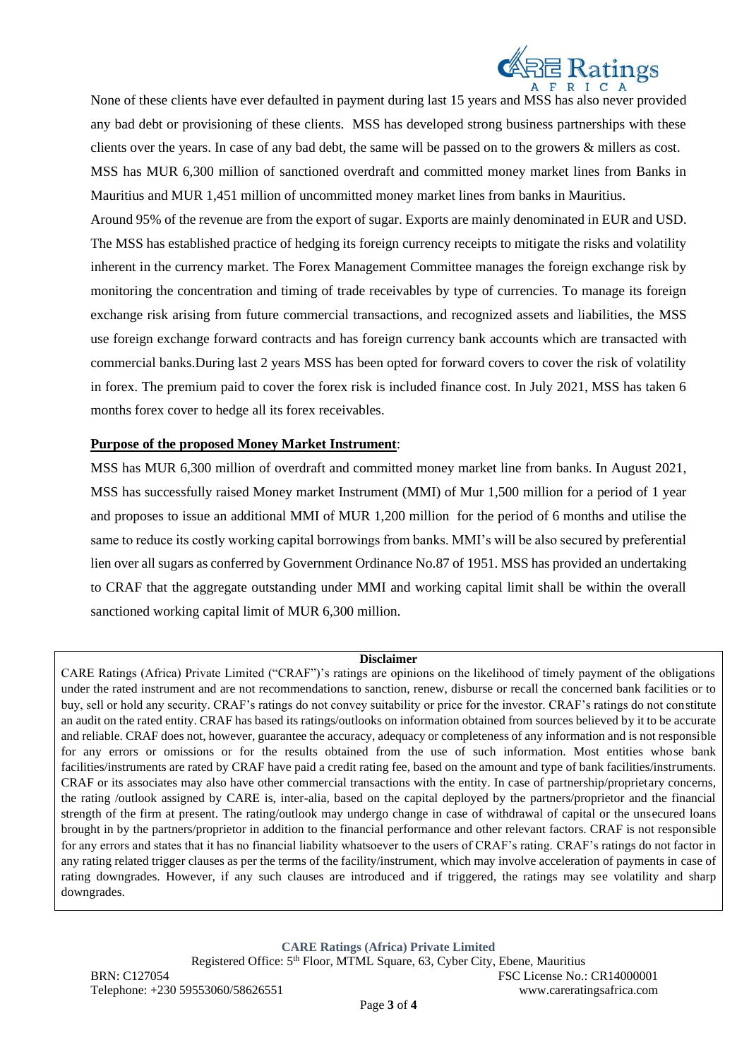None of these clients have ever defaulted in payment during last 15 years and MSS has also never provided any bad debt or provisioning of these clients. MSS has developed strong business partnerships with these clients over the years. In case of any bad debt, the same will be passed on to the growers & millers as cost. MSS has MUR 6,300 million of sanctioned overdraft and committed money market lines from Banks in Mauritius and MUR 1,451 million of uncommitted money market lines from banks in Mauritius.

Around 95% of the revenue are from the export of sugar. Exports are mainly denominated in EUR and USD. The MSS has established practice of hedging its foreign currency receipts to mitigate the risks and volatility inherent in the currency market. The Forex Management Committee manages the foreign exchange risk by monitoring the concentration and timing of trade receivables by type of currencies. To manage its foreign exchange risk arising from future commercial transactions, and recognized assets and liabilities, the MSS use foreign exchange forward contracts and has foreign currency bank accounts which are transacted with commercial banks.During last 2 years MSS has been opted for forward covers to cover the risk of volatility in forex. The premium paid to cover the forex risk is included finance cost. In July 2021, MSS has taken 6 months forex cover to hedge all its forex receivables.

**Purpose of the proposed Money Market Instrument**:

MSS has MUR 6,300 million of overdraft and committed money market line from banks. In August 2021, MSS has successfully raised Money market Instrument (MMI) of Mur 1,500 million for a period of 1 year and proposes to issue an additional MMI of MUR 1,200 million for the period of 6 months and utilise the same to reduce its costly working capital borrowings from banks. MMI's will be also secured by preferential lien over all sugars as conferred by Government Ordinance No.87 of 1951. MSS has provided an undertaking to CRAF that the aggregate outstanding under MMI and working capital limit shall be within the overall sanctioned working capital limit of MUR 6,300 million.

**Disclaimer**

CARE Ratings (Africa) Private Limited ("CRAF")'s ratings are opinions on the likelihood of timely payment of the obligations under the rated instrument and are not recommendations to sanction, renew, disburse or recall the concerned bank facilities or to buy, sell or hold any security. CRAF's ratings do not convey suitability or price for the investor. CRAF's ratings do not constitute an audit on the rated entity. CRAF has based its ratings/outlooks on information obtained from sources believed by it to be accurate and reliable. CRAF does not, however, guarantee the accuracy, adequacy or completeness of any information and is not responsible for any errors or omissions or for the results obtained from the use of such information. Most entities whose bank facilities/instruments are rated by CRAF have paid a credit rating fee, based on the amount and type of bank facilities/instruments. CRAF or its associates may also have other commercial transactions with the entity. In case of partnership/proprietary concerns, the rating /outlook assigned by CARE is, inter-alia, based on the capital deployed by the partners/proprietor and the financial strength of the firm at present. The rating/outlook may undergo change in case of withdrawal of capital or the unsecured loans brought in by the partners/proprietor in addition to the financial performance and other relevant factors. CRAF is not responsible for any errors and states that it has no financial liability whatsoever to the users of CRAF's rating. CRAF's ratings do not factor in any rating related trigger clauses as per the terms of the facility/instrument, which may involve acceleration of payments in case of rating downgrades. However, if any such clauses are introduced and if triggered, the ratings may see volatility and sharp downgrades.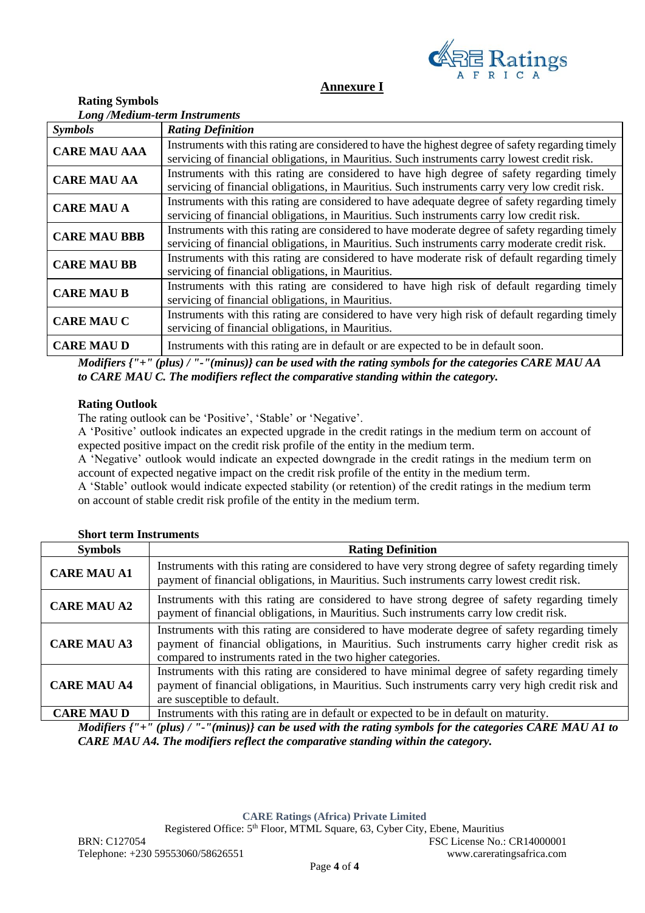## Annexure I

**Rating Symbols**

***Long /Medium-term Instruments***

| *Symbols* | *Rating Definition* |
|---|---|
| **CARE MAU AAA** | Instruments with this rating are considered to have the highest degree of safety regarding timely servicing of financial obligations, in Mauritius. Such instruments carry lowest credit risk. |
| **CARE MAU AA** | Instruments with this rating are considered to have high degree of safety regarding timely servicing of financial obligations, in Mauritius. Such instruments carry very low credit risk. |
| **CARE MAU A** | Instruments with this rating are considered to have adequate degree of safety regarding timely servicing of financial obligations, in Mauritius. Such instruments carry low credit risk. |
| **CARE MAU BBB** | Instruments with this rating are considered to have moderate degree of safety regarding timely servicing of financial obligations, in Mauritius. Such instruments carry moderate credit risk. |
| **CARE MAU BB** | Instruments with this rating are considered to have moderate risk of default regarding timely servicing of financial obligations, in Mauritius. |
| **CARE MAU B** | Instruments with this rating are considered to have high risk of default regarding timely servicing of financial obligations, in Mauritius. |
| **CARE MAU C** | Instruments with this rating are considered to have very high risk of default regarding timely servicing of financial obligations, in Mauritius. |
| **CARE MAU D** | Instruments with this rating are in default or are expected to be in default soon. |

***Modifiers {"+" (plus) / "-"(minus)} can be used with the rating symbols for the categories CARE MAU AA to CARE MAU C. The modifiers reflect the comparative standing within the category.***

**Rating Outlook**

The rating outlook can be 'Positive', 'Stable' or 'Negative'.

A 'Positive' outlook indicates an expected upgrade in the credit ratings in the medium term on account of expected positive impact on the credit risk profile of the entity in the medium term.

A 'Negative' outlook would indicate an expected downgrade in the credit ratings in the medium term on account of expected negative impact on the credit risk profile of the entity in the medium term.

A 'Stable' outlook would indicate expected stability (or retention) of the credit ratings in the medium term on account of stable credit risk profile of the entity in the medium term.

**Short term Instruments**

| **Symbols** | **Rating Definition** |
|---|---|
| **CARE MAU A1** | Instruments with this rating are considered to have very strong degree of safety regarding timely payment of financial obligations, in Mauritius. Such instruments carry lowest credit risk. |
| **CARE MAU A2** | Instruments with this rating are considered to have strong degree of safety regarding timely payment of financial obligations, in Mauritius. Such instruments carry low credit risk. |
| **CARE MAU A3** | Instruments with this rating are considered to have moderate degree of safety regarding timely payment of financial obligations, in Mauritius. Such instruments carry higher credit risk as compared to instruments rated in the two higher categories. |
| **CARE MAU A4** | Instruments with this rating are considered to have minimal degree of safety regarding timely payment of financial obligations, in Mauritius. Such instruments carry very high credit risk and are susceptible to default. |
| **CARE MAU D** | Instruments with this rating are in default or expected to be in default on maturity. |

***Modifiers {"+" (plus) / "-"(minus)} can be used with the rating symbols for the categories CARE MAU A1 to CARE MAU A4. The modifiers reflect the comparative standing within the category.***

**CARE Ratings (Africa) Private Limited**

Registered Office: 5th Floor, MTML Square, 63, Cyber City, Ebene, Mauritius

BRN: C127054 FSC License No.: CR14000001

Telephone: +230 59553060/58626551 www.careratingsafrica.com